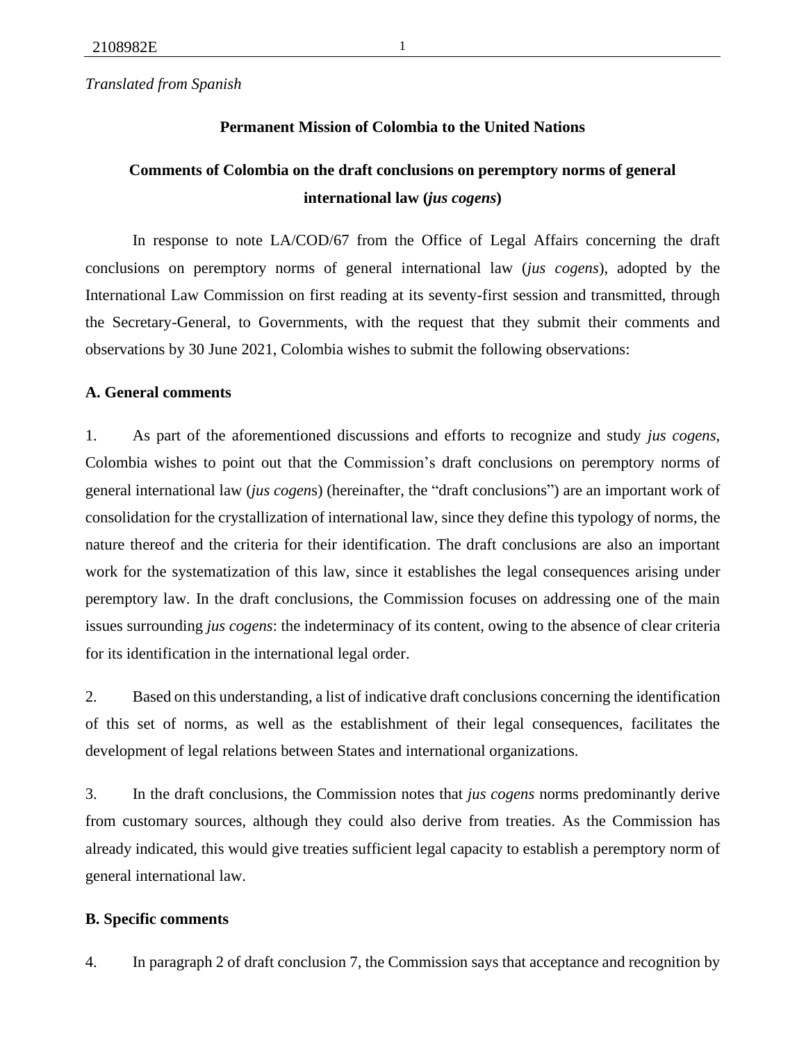*Translated from Spanish*

**Permanent Mission of Colombia to the United Nations**

# Comments of Colombia on the draft conclusions on peremptory norms of general international law (*jus cogens*)

In response to note LA/COD/67 from the Office of Legal Affairs concerning the draft conclusions on peremptory norms of general international law (*jus cogens*), adopted by the International Law Commission on first reading at its seventy-first session and transmitted, through the Secretary-General, to Governments, with the request that they submit their comments and observations by 30 June 2021, Colombia wishes to submit the following observations:

## A. General comments

1. As part of the aforementioned discussions and efforts to recognize and study *jus cogens*, Colombia wishes to point out that the Commission's draft conclusions on peremptory norms of general international law (*jus cogens*) (hereinafter, the "draft conclusions") are an important work of consolidation for the crystallization of international law, since they define this typology of norms, the nature thereof and the criteria for their identification. The draft conclusions are also an important work for the systematization of this law, since it establishes the legal consequences arising under peremptory law. In the draft conclusions, the Commission focuses on addressing one of the main issues surrounding *jus cogens*: the indeterminacy of its content, owing to the absence of clear criteria for its identification in the international legal order.

2. Based on this understanding, a list of indicative draft conclusions concerning the identification of this set of norms, as well as the establishment of their legal consequences, facilitates the development of legal relations between States and international organizations.

3. In the draft conclusions, the Commission notes that *jus cogens* norms predominantly derive from customary sources, although they could also derive from treaties. As the Commission has already indicated, this would give treaties sufficient legal capacity to establish a peremptory norm of general international law.

## B. Specific comments

4. In paragraph 2 of draft conclusion 7, the Commission says that acceptance and recognition by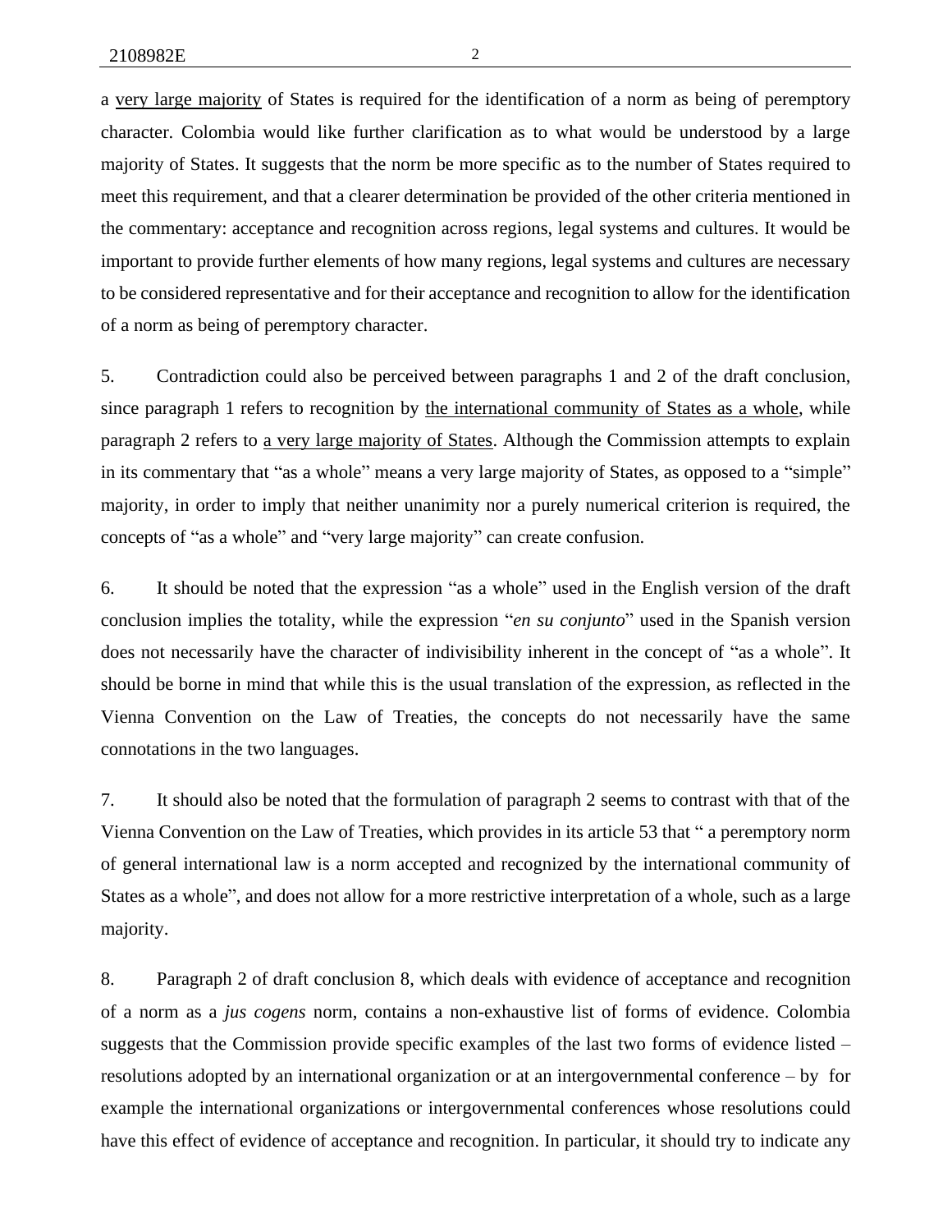a <u>very large majority</u> of States is required for the identification of a norm as being of peremptory character. Colombia would like further clarification as to what would be understood by a large majority of States. It suggests that the norm be more specific as to the number of States required to meet this requirement, and that a clearer determination be provided of the other criteria mentioned in the commentary: acceptance and recognition across regions, legal systems and cultures. It would be important to provide further elements of how many regions, legal systems and cultures are necessary to be considered representative and for their acceptance and recognition to allow for the identification of a norm as being of peremptory character.

5. Contradiction could also be perceived between paragraphs 1 and 2 of the draft conclusion, since paragraph 1 refers to recognition by <u>the international community of States as a whole</u>, while paragraph 2 refers to <u>a very large majority of States</u>. Although the Commission attempts to explain in its commentary that "as a whole" means a very large majority of States, as opposed to a "simple" majority, in order to imply that neither unanimity nor a purely numerical criterion is required, the concepts of "as a whole" and "very large majority" can create confusion.

6. It should be noted that the expression "as a whole" used in the English version of the draft conclusion implies the totality, while the expression "*en su conjunto*" used in the Spanish version does not necessarily have the character of indivisibility inherent in the concept of "as a whole". It should be borne in mind that while this is the usual translation of the expression, as reflected in the Vienna Convention on the Law of Treaties, the concepts do not necessarily have the same connotations in the two languages.

7. It should also be noted that the formulation of paragraph 2 seems to contrast with that of the Vienna Convention on the Law of Treaties, which provides in its article 53 that " a peremptory norm of general international law is a norm accepted and recognized by the international community of States as a whole", and does not allow for a more restrictive interpretation of a whole, such as a large majority.

8. Paragraph 2 of draft conclusion 8, which deals with evidence of acceptance and recognition of a norm as a *jus cogens* norm, contains a non-exhaustive list of forms of evidence. Colombia suggests that the Commission provide specific examples of the last two forms of evidence listed – resolutions adopted by an international organization or at an intergovernmental conference – by for example the international organizations or intergovernmental conferences whose resolutions could have this effect of evidence of acceptance and recognition. In particular, it should try to indicate any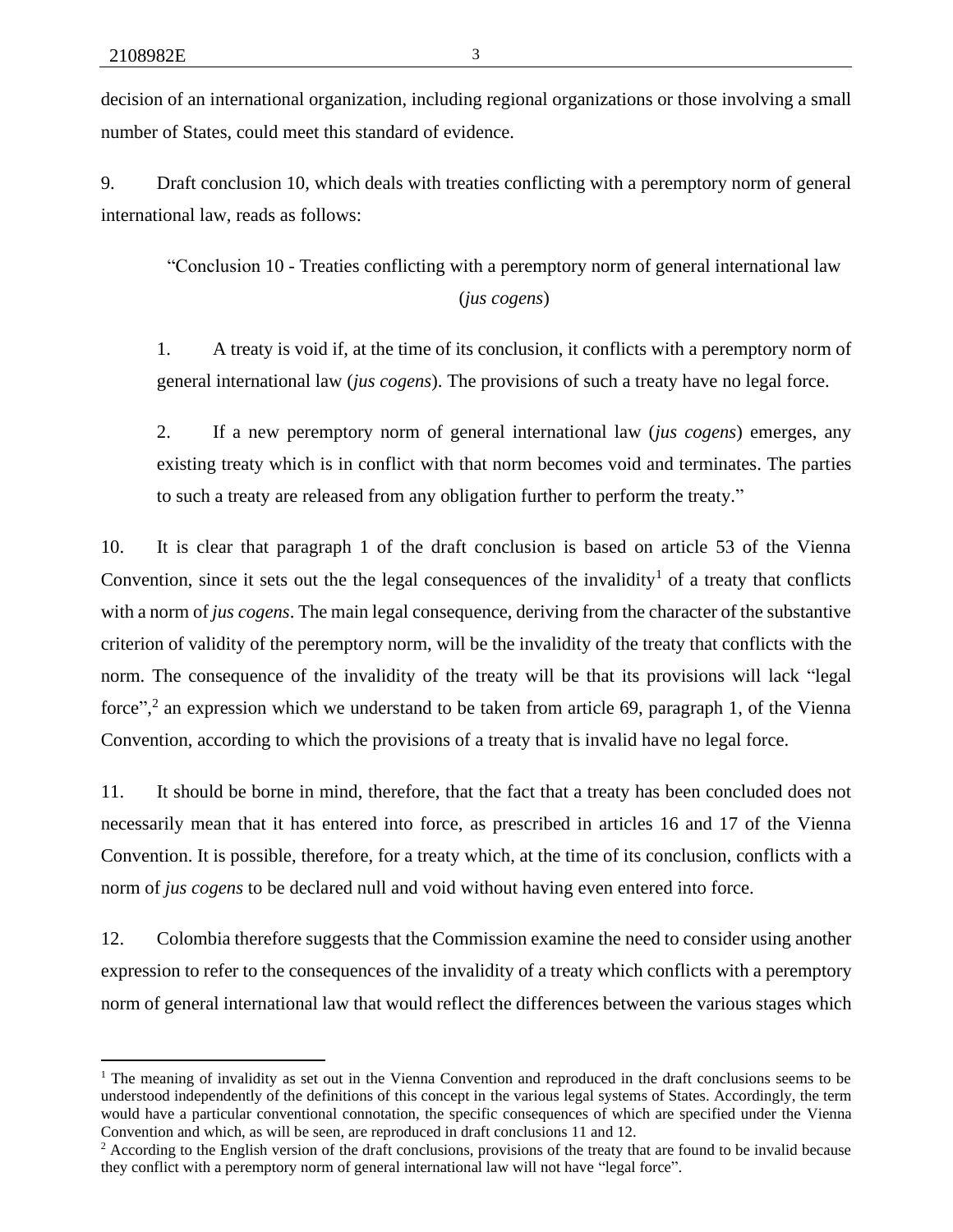decision of an international organization, including regional organizations or those involving a small number of States, could meet this standard of evidence.

9. Draft conclusion 10, which deals with treaties conflicting with a peremptory norm of general international law, reads as follows:

> "Conclusion 10 - Treaties conflicting with a peremptory norm of general international law (*jus cogens*)
>
> 1. A treaty is void if, at the time of its conclusion, it conflicts with a peremptory norm of general international law (*jus cogens*). The provisions of such a treaty have no legal force.
>
> 2. If a new peremptory norm of general international law (*jus cogens*) emerges, any existing treaty which is in conflict with that norm becomes void and terminates. The parties to such a treaty are released from any obligation further to perform the treaty."

10. It is clear that paragraph 1 of the draft conclusion is based on article 53 of the Vienna Convention, since it sets out the the legal consequences of the invalidity[1] of a treaty that conflicts with a norm of *jus cogens*. The main legal consequence, deriving from the character of the substantive criterion of validity of the peremptory norm, will be the invalidity of the treaty that conflicts with the norm. The consequence of the invalidity of the treaty will be that its provisions will lack "legal force",[2] an expression which we understand to be taken from article 69, paragraph 1, of the Vienna Convention, according to which the provisions of a treaty that is invalid have no legal force.

11. It should be borne in mind, therefore, that the fact that a treaty has been concluded does not necessarily mean that it has entered into force, as prescribed in articles 16 and 17 of the Vienna Convention. It is possible, therefore, for a treaty which, at the time of its conclusion, conflicts with a norm of *jus cogens* to be declared null and void without having even entered into force.

12. Colombia therefore suggests that the Commission examine the need to consider using another expression to refer to the consequences of the invalidity of a treaty which conflicts with a peremptory norm of general international law that would reflect the differences between the various stages which

---

[1] The meaning of invalidity as set out in the Vienna Convention and reproduced in the draft conclusions seems to be understood independently of the definitions of this concept in the various legal systems of States. Accordingly, the term would have a particular conventional connotation, the specific consequences of which are specified under the Vienna Convention and which, as will be seen, are reproduced in draft conclusions 11 and 12.

[2] According to the English version of the draft conclusions, provisions of the treaty that are found to be invalid because they conflict with a peremptory norm of general international law will not have "legal force".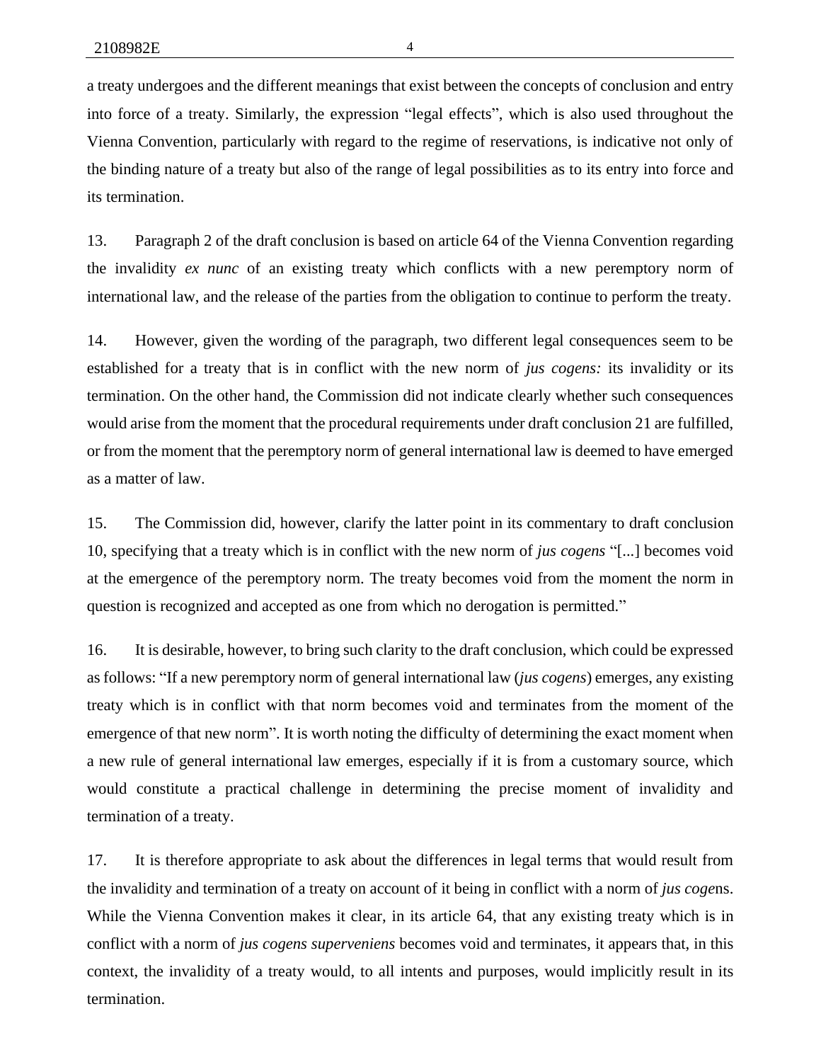a treaty undergoes and the different meanings that exist between the concepts of conclusion and entry into force of a treaty. Similarly, the expression "legal effects", which is also used throughout the Vienna Convention, particularly with regard to the regime of reservations, is indicative not only of the binding nature of a treaty but also of the range of legal possibilities as to its entry into force and its termination.

13. Paragraph 2 of the draft conclusion is based on article 64 of the Vienna Convention regarding the invalidity *ex nunc* of an existing treaty which conflicts with a new peremptory norm of international law, and the release of the parties from the obligation to continue to perform the treaty.

14. However, given the wording of the paragraph, two different legal consequences seem to be established for a treaty that is in conflict with the new norm of *jus cogens:* its invalidity or its termination. On the other hand, the Commission did not indicate clearly whether such consequences would arise from the moment that the procedural requirements under draft conclusion 21 are fulfilled, or from the moment that the peremptory norm of general international law is deemed to have emerged as a matter of law.

15. The Commission did, however, clarify the latter point in its commentary to draft conclusion 10, specifying that a treaty which is in conflict with the new norm of *jus cogens* "[...] becomes void at the emergence of the peremptory norm. The treaty becomes void from the moment the norm in question is recognized and accepted as one from which no derogation is permitted."

16. It is desirable, however, to bring such clarity to the draft conclusion, which could be expressed as follows: "If a new peremptory norm of general international law (*jus cogens*) emerges, any existing treaty which is in conflict with that norm becomes void and terminates from the moment of the emergence of that new norm". It is worth noting the difficulty of determining the exact moment when a new rule of general international law emerges, especially if it is from a customary source, which would constitute a practical challenge in determining the precise moment of invalidity and termination of a treaty.

17. It is therefore appropriate to ask about the differences in legal terms that would result from the invalidity and termination of a treaty on account of it being in conflict with a norm of *jus cogens*. While the Vienna Convention makes it clear, in its article 64, that any existing treaty which is in conflict with a norm of *jus cogens superveniens* becomes void and terminates, it appears that, in this context, the invalidity of a treaty would, to all intents and purposes, would implicitly result in its termination.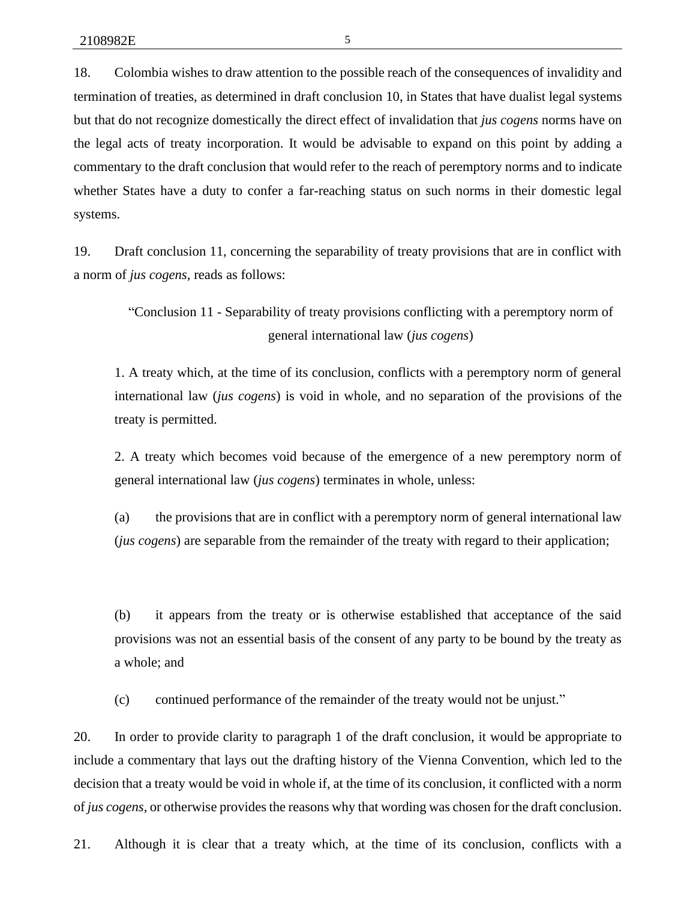18. Colombia wishes to draw attention to the possible reach of the consequences of invalidity and termination of treaties, as determined in draft conclusion 10, in States that have dualist legal systems but that do not recognize domestically the direct effect of invalidation that *jus cogens* norms have on the legal acts of treaty incorporation. It would be advisable to expand on this point by adding a commentary to the draft conclusion that would refer to the reach of peremptory norms and to indicate whether States have a duty to confer a far-reaching status on such norms in their domestic legal systems.

19. Draft conclusion 11, concerning the separability of treaty provisions that are in conflict with a norm of *jus cogens*, reads as follows:

> "Conclusion 11 - Separability of treaty provisions conflicting with a peremptory norm of general international law (*jus cogens*)
>
> 1. A treaty which, at the time of its conclusion, conflicts with a peremptory norm of general international law (*jus cogens*) is void in whole, and no separation of the provisions of the treaty is permitted.
>
> 2. A treaty which becomes void because of the emergence of a new peremptory norm of general international law (*jus cogens*) terminates in whole, unless:
>
> (a) the provisions that are in conflict with a peremptory norm of general international law (*jus cogens*) are separable from the remainder of the treaty with regard to their application;
>
> (b) it appears from the treaty or is otherwise established that acceptance of the said provisions was not an essential basis of the consent of any party to be bound by the treaty as a whole; and
>
> (c) continued performance of the remainder of the treaty would not be unjust."

20. In order to provide clarity to paragraph 1 of the draft conclusion, it would be appropriate to include a commentary that lays out the drafting history of the Vienna Convention, which led to the decision that a treaty would be void in whole if, at the time of its conclusion, it conflicted with a norm of *jus cogens*, or otherwise provides the reasons why that wording was chosen for the draft conclusion.

21. Although it is clear that a treaty which, at the time of its conclusion, conflicts with a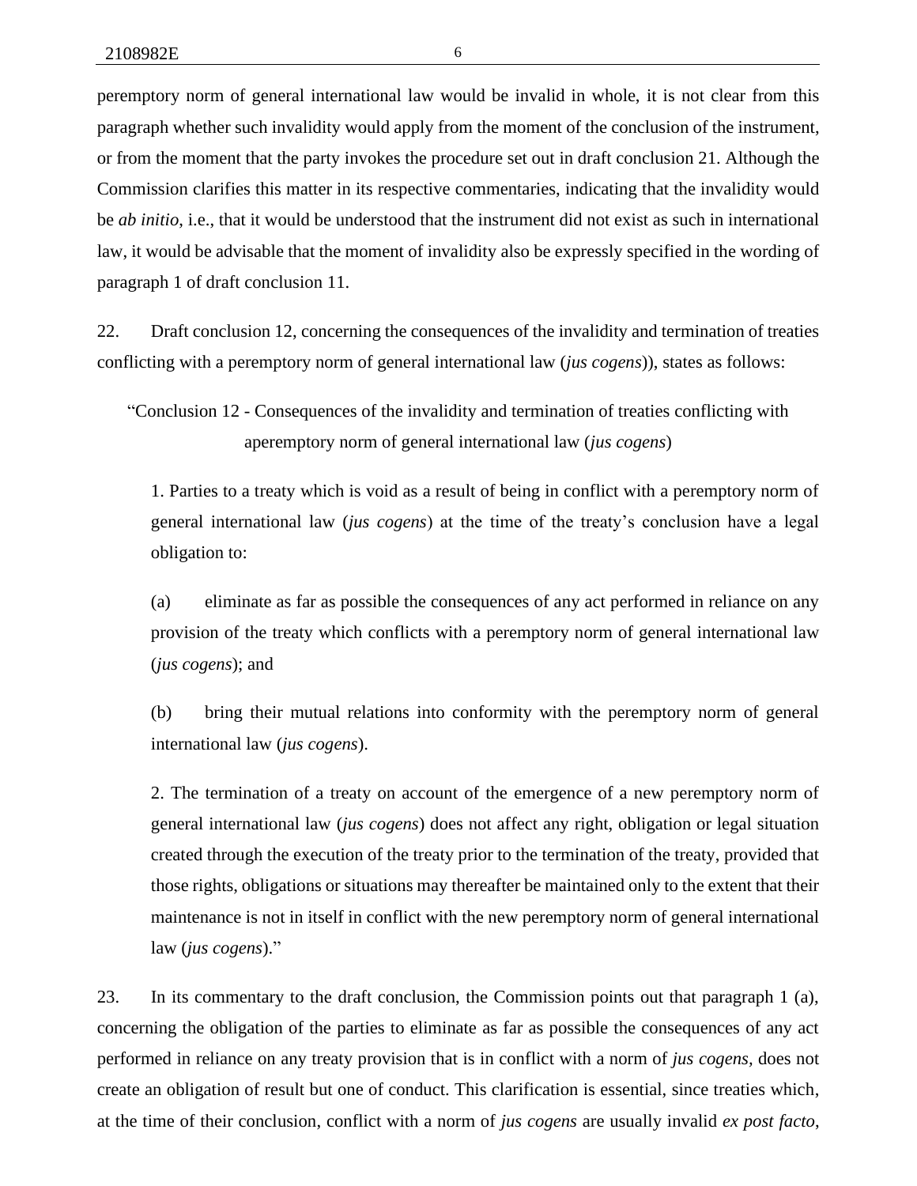peremptory norm of general international law would be invalid in whole, it is not clear from this paragraph whether such invalidity would apply from the moment of the conclusion of the instrument, or from the moment that the party invokes the procedure set out in draft conclusion 21. Although the Commission clarifies this matter in its respective commentaries, indicating that the invalidity would be *ab initio*, i.e., that it would be understood that the instrument did not exist as such in international law, it would be advisable that the moment of invalidity also be expressly specified in the wording of paragraph 1 of draft conclusion 11.

22. Draft conclusion 12, concerning the consequences of the invalidity and termination of treaties conflicting with a peremptory norm of general international law (*jus cogens*)), states as follows:

> "Conclusion 12 - Consequences of the invalidity and termination of treaties conflicting with aperemptory norm of general international law (*jus cogens*)
>
> 1. Parties to a treaty which is void as a result of being in conflict with a peremptory norm of general international law (*jus cogens*) at the time of the treaty's conclusion have a legal obligation to:
>
> (a) eliminate as far as possible the consequences of any act performed in reliance on any provision of the treaty which conflicts with a peremptory norm of general international law (*jus cogens*); and
>
> (b) bring their mutual relations into conformity with the peremptory norm of general international law (*jus cogens*).
>
> 2. The termination of a treaty on account of the emergence of a new peremptory norm of general international law (*jus cogens*) does not affect any right, obligation or legal situation created through the execution of the treaty prior to the termination of the treaty, provided that those rights, obligations or situations may thereafter be maintained only to the extent that their maintenance is not in itself in conflict with the new peremptory norm of general international law (*jus cogens*)."

23. In its commentary to the draft conclusion, the Commission points out that paragraph 1 (a), concerning the obligation of the parties to eliminate as far as possible the consequences of any act performed in reliance on any treaty provision that is in conflict with a norm of *jus cogens*, does not create an obligation of result but one of conduct. This clarification is essential, since treaties which, at the time of their conclusion, conflict with a norm of *jus cogens* are usually invalid *ex post facto*,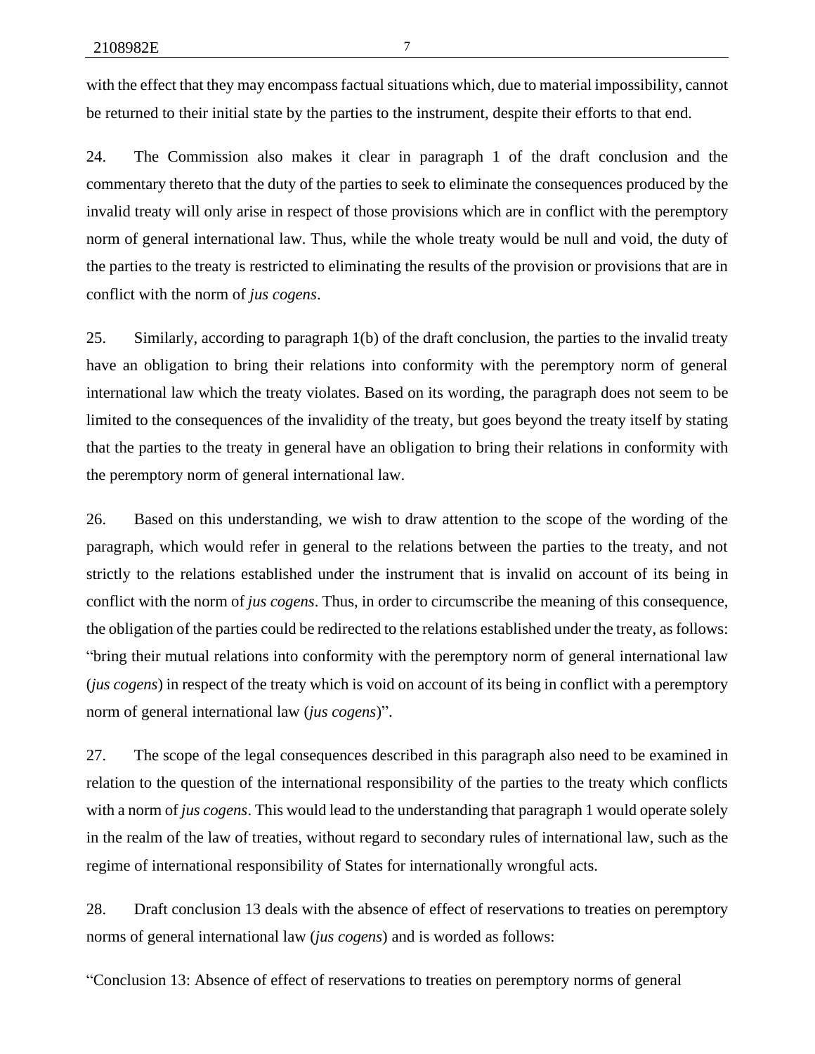with the effect that they may encompass factual situations which, due to material impossibility, cannot be returned to their initial state by the parties to the instrument, despite their efforts to that end.

24. The Commission also makes it clear in paragraph 1 of the draft conclusion and the commentary thereto that the duty of the parties to seek to eliminate the consequences produced by the invalid treaty will only arise in respect of those provisions which are in conflict with the peremptory norm of general international law. Thus, while the whole treaty would be null and void, the duty of the parties to the treaty is restricted to eliminating the results of the provision or provisions that are in conflict with the norm of *jus cogens*.

25. Similarly, according to paragraph 1(b) of the draft conclusion, the parties to the invalid treaty have an obligation to bring their relations into conformity with the peremptory norm of general international law which the treaty violates. Based on its wording, the paragraph does not seem to be limited to the consequences of the invalidity of the treaty, but goes beyond the treaty itself by stating that the parties to the treaty in general have an obligation to bring their relations in conformity with the peremptory norm of general international law.

26. Based on this understanding, we wish to draw attention to the scope of the wording of the paragraph, which would refer in general to the relations between the parties to the treaty, and not strictly to the relations established under the instrument that is invalid on account of its being in conflict with the norm of *jus cogens*. Thus, in order to circumscribe the meaning of this consequence, the obligation of the parties could be redirected to the relations established under the treaty, as follows: "bring their mutual relations into conformity with the peremptory norm of general international law (*jus cogens*) in respect of the treaty which is void on account of its being in conflict with a peremptory norm of general international law (*jus cogens*)".

27. The scope of the legal consequences described in this paragraph also need to be examined in relation to the question of the international responsibility of the parties to the treaty which conflicts with a norm of *jus cogens*. This would lead to the understanding that paragraph 1 would operate solely in the realm of the law of treaties, without regard to secondary rules of international law, such as the regime of international responsibility of States for internationally wrongful acts.

28. Draft conclusion 13 deals with the absence of effect of reservations to treaties on peremptory norms of general international law (*jus cogens*) and is worded as follows:

"Conclusion 13: Absence of effect of reservations to treaties on peremptory norms of general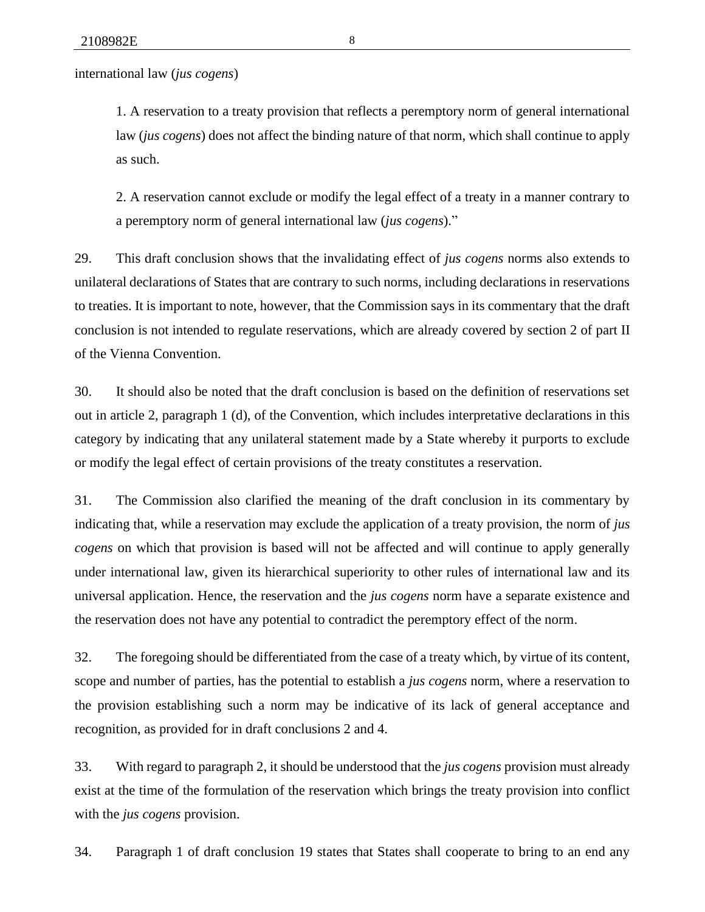international law (*jus cogens*)

> 1. A reservation to a treaty provision that reflects a peremptory norm of general international law (*jus cogens*) does not affect the binding nature of that norm, which shall continue to apply as such.
>
> 2. A reservation cannot exclude or modify the legal effect of a treaty in a manner contrary to a peremptory norm of general international law (*jus cogens*)."

29. This draft conclusion shows that the invalidating effect of *jus cogens* norms also extends to unilateral declarations of States that are contrary to such norms, including declarations in reservations to treaties. It is important to note, however, that the Commission says in its commentary that the draft conclusion is not intended to regulate reservations, which are already covered by section 2 of part II of the Vienna Convention.

30. It should also be noted that the draft conclusion is based on the definition of reservations set out in article 2, paragraph 1 (d), of the Convention, which includes interpretative declarations in this category by indicating that any unilateral statement made by a State whereby it purports to exclude or modify the legal effect of certain provisions of the treaty constitutes a reservation.

31. The Commission also clarified the meaning of the draft conclusion in its commentary by indicating that, while a reservation may exclude the application of a treaty provision, the norm of *jus cogens* on which that provision is based will not be affected and will continue to apply generally under international law, given its hierarchical superiority to other rules of international law and its universal application. Hence, the reservation and the *jus cogens* norm have a separate existence and the reservation does not have any potential to contradict the peremptory effect of the norm.

32. The foregoing should be differentiated from the case of a treaty which, by virtue of its content, scope and number of parties, has the potential to establish a *jus cogens* norm, where a reservation to the provision establishing such a norm may be indicative of its lack of general acceptance and recognition, as provided for in draft conclusions 2 and 4.

33. With regard to paragraph 2, it should be understood that the *jus cogens* provision must already exist at the time of the formulation of the reservation which brings the treaty provision into conflict with the *jus cogens* provision.

34. Paragraph 1 of draft conclusion 19 states that States shall cooperate to bring to an end any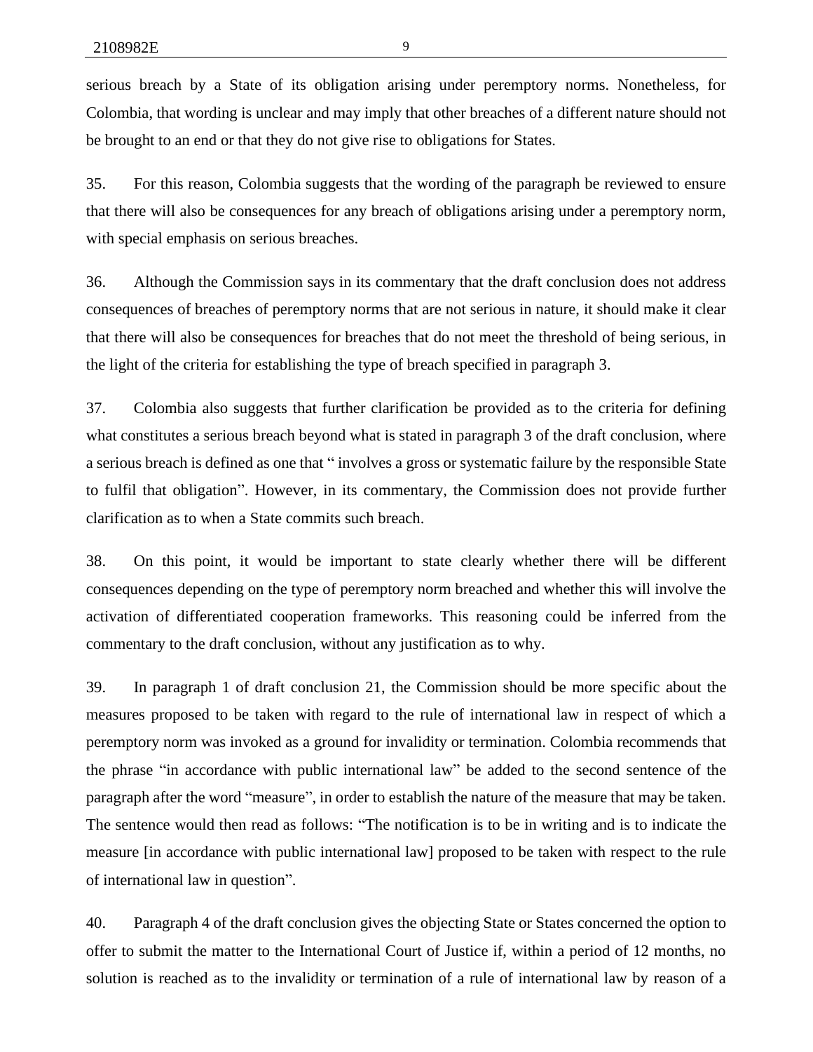serious breach by a State of its obligation arising under peremptory norms. Nonetheless, for Colombia, that wording is unclear and may imply that other breaches of a different nature should not be brought to an end or that they do not give rise to obligations for States.

35. For this reason, Colombia suggests that the wording of the paragraph be reviewed to ensure that there will also be consequences for any breach of obligations arising under a peremptory norm, with special emphasis on serious breaches.

36. Although the Commission says in its commentary that the draft conclusion does not address consequences of breaches of peremptory norms that are not serious in nature, it should make it clear that there will also be consequences for breaches that do not meet the threshold of being serious, in the light of the criteria for establishing the type of breach specified in paragraph 3.

37. Colombia also suggests that further clarification be provided as to the criteria for defining what constitutes a serious breach beyond what is stated in paragraph 3 of the draft conclusion, where a serious breach is defined as one that " involves a gross or systematic failure by the responsible State to fulfil that obligation". However, in its commentary, the Commission does not provide further clarification as to when a State commits such breach.

38. On this point, it would be important to state clearly whether there will be different consequences depending on the type of peremptory norm breached and whether this will involve the activation of differentiated cooperation frameworks. This reasoning could be inferred from the commentary to the draft conclusion, without any justification as to why.

39. In paragraph 1 of draft conclusion 21, the Commission should be more specific about the measures proposed to be taken with regard to the rule of international law in respect of which a peremptory norm was invoked as a ground for invalidity or termination. Colombia recommends that the phrase "in accordance with public international law" be added to the second sentence of the paragraph after the word "measure", in order to establish the nature of the measure that may be taken. The sentence would then read as follows: "The notification is to be in writing and is to indicate the measure [in accordance with public international law] proposed to be taken with respect to the rule of international law in question".

40. Paragraph 4 of the draft conclusion gives the objecting State or States concerned the option to offer to submit the matter to the International Court of Justice if, within a period of 12 months, no solution is reached as to the invalidity or termination of a rule of international law by reason of a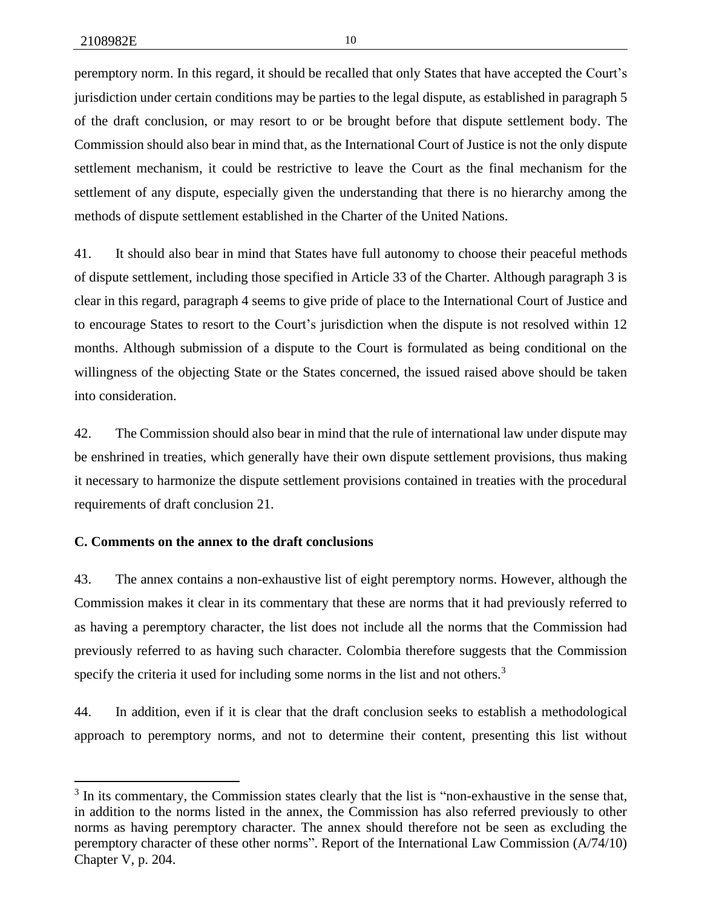peremptory norm. In this regard, it should be recalled that only States that have accepted the Court's jurisdiction under certain conditions may be parties to the legal dispute, as established in paragraph 5 of the draft conclusion, or may resort to or be brought before that dispute settlement body. The Commission should also bear in mind that, as the International Court of Justice is not the only dispute settlement mechanism, it could be restrictive to leave the Court as the final mechanism for the settlement of any dispute, especially given the understanding that there is no hierarchy among the methods of dispute settlement established in the Charter of the United Nations.

41. It should also bear in mind that States have full autonomy to choose their peaceful methods of dispute settlement, including those specified in Article 33 of the Charter. Although paragraph 3 is clear in this regard, paragraph 4 seems to give pride of place to the International Court of Justice and to encourage States to resort to the Court's jurisdiction when the dispute is not resolved within 12 months. Although submission of a dispute to the Court is formulated as being conditional on the willingness of the objecting State or the States concerned, the issued raised above should be taken into consideration.

42. The Commission should also bear in mind that the rule of international law under dispute may be enshrined in treaties, which generally have their own dispute settlement provisions, thus making it necessary to harmonize the dispute settlement provisions contained in treaties with the procedural requirements of draft conclusion 21.

### C. Comments on the annex to the draft conclusions

43. The annex contains a non-exhaustive list of eight peremptory norms. However, although the Commission makes it clear in its commentary that these are norms that it had previously referred to as having a peremptory character, the list does not include all the norms that the Commission had previously referred to as having such character. Colombia therefore suggests that the Commission specify the criteria it used for including some norms in the list and not others.[3]

44. In addition, even if it is clear that the draft conclusion seeks to establish a methodological approach to peremptory norms, and not to determine their content, presenting this list without

---

[3] In its commentary, the Commission states clearly that the list is "non-exhaustive in the sense that, in addition to the norms listed in the annex, the Commission has also referred previously to other norms as having peremptory character. The annex should therefore not be seen as excluding the peremptory character of these other norms". Report of the International Law Commission (A/74/10) Chapter V, p. 204.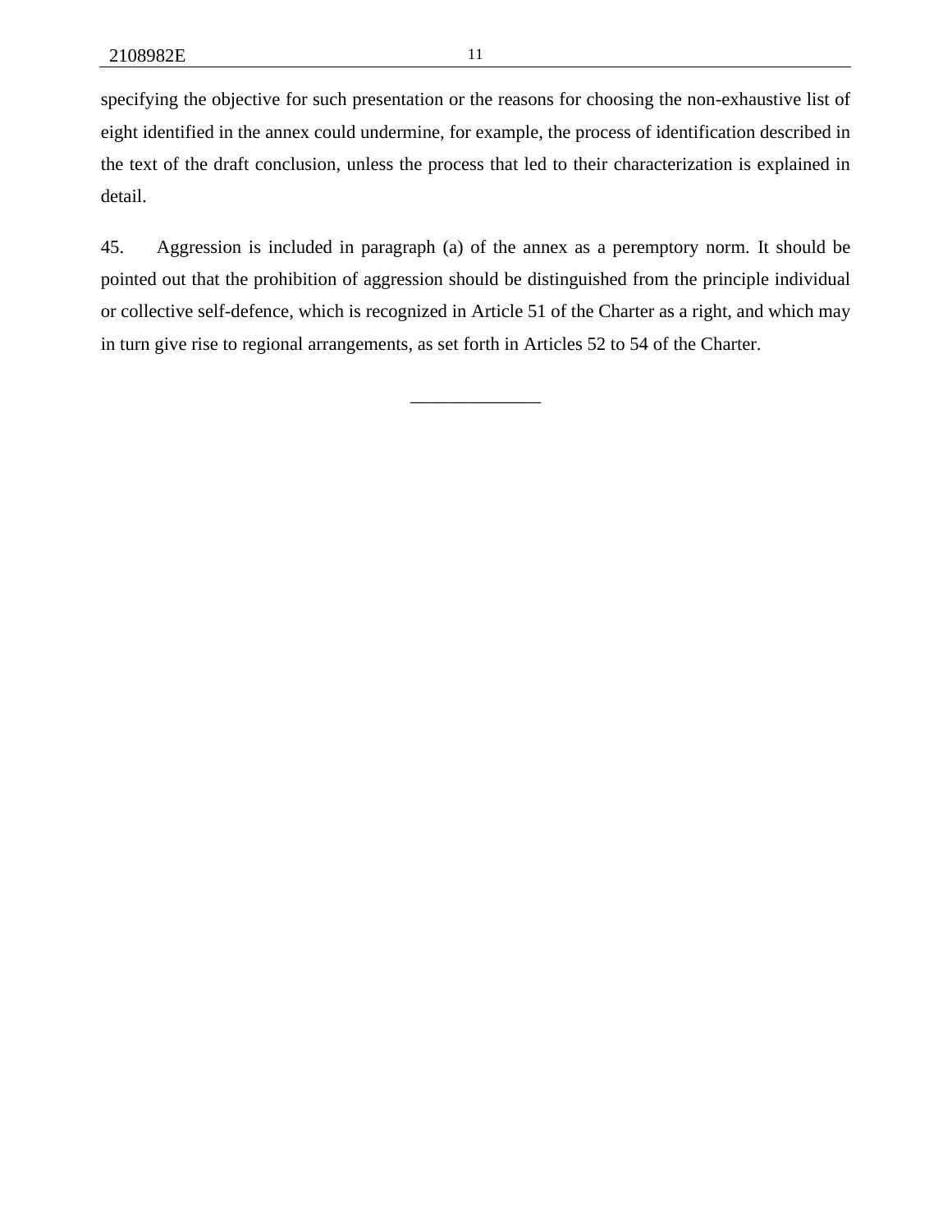specifying the objective for such presentation or the reasons for choosing the non-exhaustive list of eight identified in the annex could undermine, for example, the process of identification described in the text of the draft conclusion, unless the process that led to their characterization is explained in detail.

45. Aggression is included in paragraph (a) of the annex as a peremptory norm. It should be pointed out that the prohibition of aggression should be distinguished from the principle individual or collective self-defence, which is recognized in Article 51 of the Charter as a right, and which may in turn give rise to regional arrangements, as set forth in Articles 52 to 54 of the Charter.